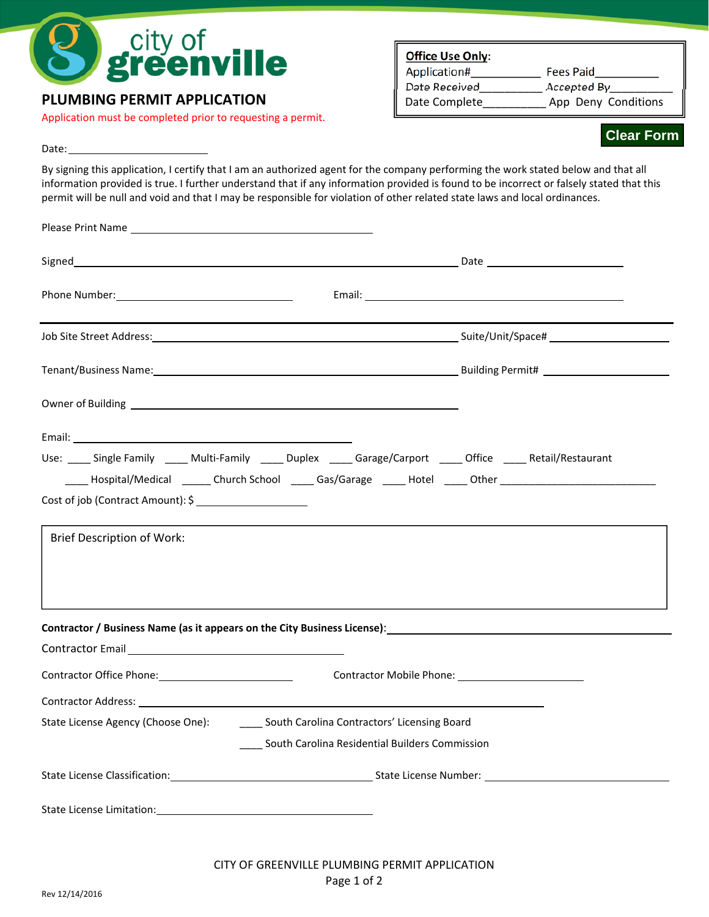city of greenville

# PLUMBING PERMIT APPLICATION

Application must be completed prior to requesting a permit.

**Office Use Only:**
Application#__________ Fees Paid__________
Date Received__________ Accepted By__________
Date Complete__________ App Deny Conditions

Clear Form

Date: ____________________

By signing this application, I certify that I am an authorized agent for the company performing the work stated below and that all information provided is true. I further understand that if any information provided is found to be incorrect or falsely stated that this permit will be null and void and that I may be responsible for violation of other related state laws and local ordinances.

Please Print Name ________________________________

Signed ____________________________________________ Date ____________________

Phone Number: ______________________ Email: ________________________________

---

Job Site Street Address: ______________________________________ Suite/Unit/Space# ______________

Tenant/Business Name: ______________________________________ Building Permit# ______________

Owner of Building ______________________________________

Email: ________________________________

Use: ____ Single Family ____ Multi-Family ____ Duplex ____ Garage/Carport ____ Office ____ Retail/Restaurant

____ Hospital/Medical _____ Church School ____ Gas/Garage ____ Hotel ____ Other ______________________

Cost of job (Contract Amount): $ ______________

Brief Description of Work:

**Contractor / Business Name (as it appears on the City Business License):** ______________________________

Contractor Email ______________________________

Contractor Office Phone: ____________________ Contractor Mobile Phone: ____________________

Contractor Address: ______________________________________________

State License Agency (Choose One): ____ South Carolina Contractors' Licensing Board

____ South Carolina Residential Builders Commission

State License Classification: ______________________ State License Number: ______________________

State License Limitation: ______________________

CITY OF GREENVILLE PLUMBING PERMIT APPLICATION

Rev 12/14/2016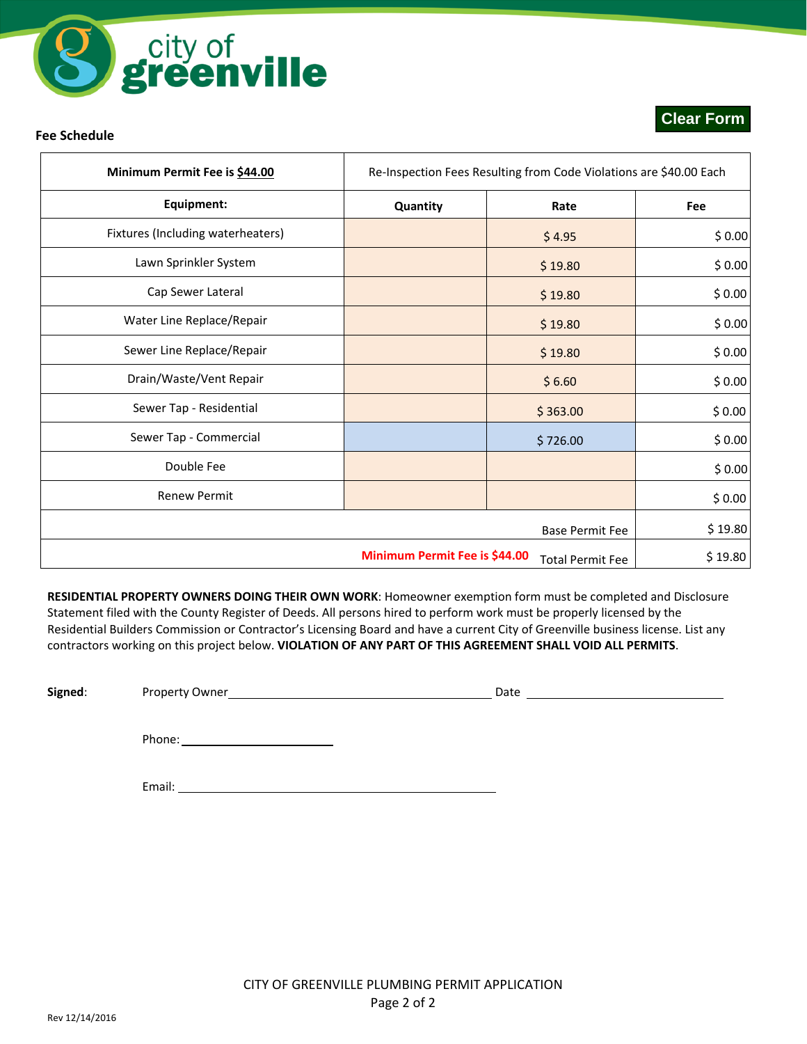city of greenville

Clear Form

**Fee Schedule**

| **Minimum Permit Fee is $44.00** | Re-Inspection Fees Resulting from Code Violations are $40.00 Each | | |
|---|---|---|---|
| **Equipment:** | **Quantity** | **Rate** | **Fee** |
| Fixtures (Including waterheaters) | | $ 4.95 | $ 0.00 |
| Lawn Sprinkler System | | $ 19.80 | $ 0.00 |
| Cap Sewer Lateral | | $ 19.80 | $ 0.00 |
| Water Line Replace/Repair | | $ 19.80 | $ 0.00 |
| Sewer Line Replace/Repair | | $ 19.80 | $ 0.00 |
| Drain/Waste/Vent Repair | | $ 6.60 | $ 0.00 |
| Sewer Tap - Residential | | $ 363.00 | $ 0.00 |
| Sewer Tap - Commercial | | $ 726.00 | $ 0.00 |
| Double Fee | | | $ 0.00 |
| Renew Permit | | | $ 0.00 |
| | | Base Permit Fee | $ 19.80 |
| | Minimum Permit Fee is $44.00 | Total Permit Fee | $ 19.80 |

**RESIDENTIAL PROPERTY OWNERS DOING THEIR OWN WORK**: Homeowner exemption form must be completed and Disclosure Statement filed with the County Register of Deeds. All persons hired to perform work must be properly licensed by the Residential Builders Commission or Contractor's Licensing Board and have a current City of Greenville business license. List any contractors working on this project below. **VIOLATION OF ANY PART OF THIS AGREEMENT SHALL VOID ALL PERMITS**.

**Signed**: Property Owner\_\_\_\_\_\_\_\_\_\_\_\_\_\_\_\_\_\_\_\_\_\_\_\_\_\_\_\_\_\_ Date \_\_\_\_\_\_\_\_\_\_\_\_\_\_\_\_\_\_\_\_\_\_

Phone: \_\_\_\_\_\_\_\_\_\_\_\_\_\_\_\_\_\_\_\_

Email: \_\_\_\_\_\_\_\_\_\_\_\_\_\_\_\_\_\_\_\_\_\_\_\_\_\_\_\_\_\_\_\_\_\_\_\_

CITY OF GREENVILLE PLUMBING PERMIT APPLICATION

Rev 12/14/2016